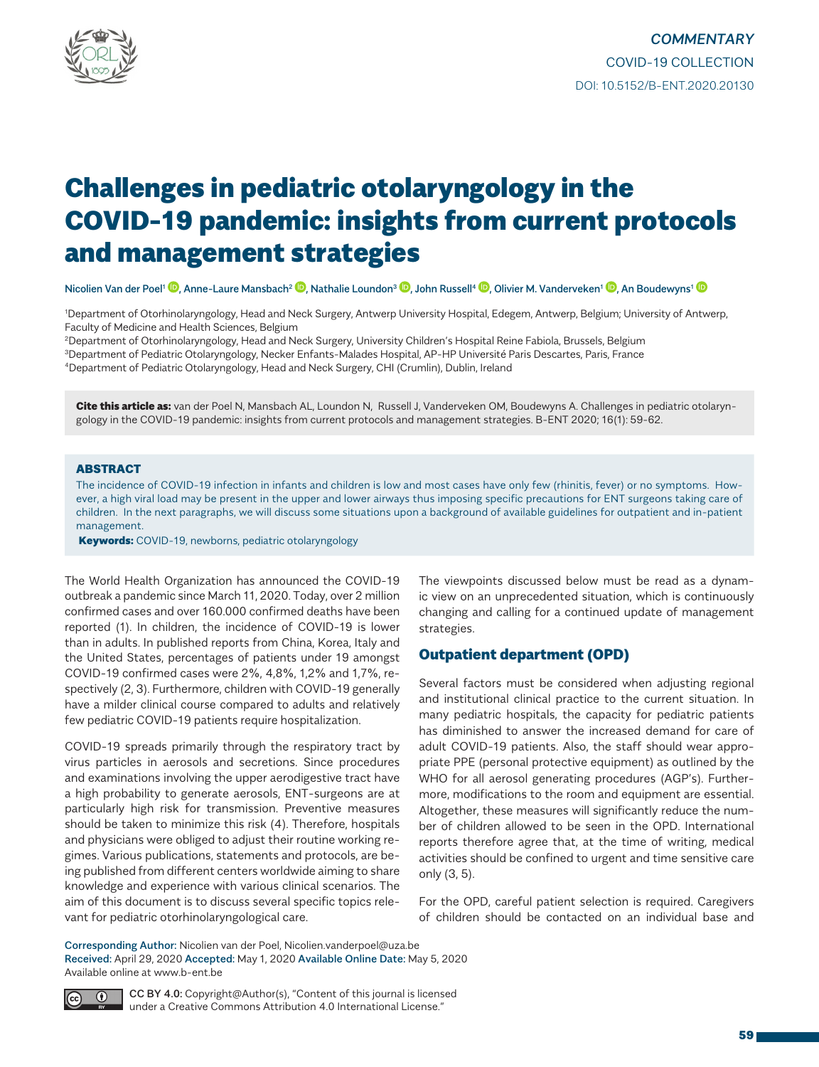COMMENTARY

COVID-19 COLLECTION

DOI: 10.5152/B-ENT.2020.20130

# Challenges in pediatric otolaryngology in the COVID-19 pandemic: insights from current protocols and management strategies

Nicolien Van der Poel[1], Anne-Laure Mansbach[2], Nathalie Loundon[3], John Russell[4], Olivier M. Vanderveken[1], An Boudewyns[1]

[1]Department of Otorhinolaryngology, Head and Neck Surgery, Antwerp University Hospital, Edegem, Antwerp, Belgium; University of Antwerp, Faculty of Medicine and Health Sciences, Belgium

[2]Department of Otorhinolaryngology, Head and Neck Surgery, University Children's Hospital Reine Fabiola, Brussels, Belgium

[3]Department of Pediatric Otolaryngology, Necker Enfants-Malades Hospital, AP-HP Université Paris Descartes, Paris, France

[4]Department of Pediatric Otolaryngology, Head and Neck Surgery, CHI (Crumlin), Dublin, Ireland

**Cite this article as:** van der Poel N, Mansbach AL, Loundon N, Russell J, Vanderveken OM, Boudewyns A. Challenges in pediatric otolaryngology in the COVID-19 pandemic: insights from current protocols and management strategies. B-ENT 2020; 16(1): 59-62.

## ABSTRACT

The incidence of COVID-19 infection in infants and children is low and most cases have only few (rhinitis, fever) or no symptoms. However, a high viral load may be present in the upper and lower airways thus imposing specific precautions for ENT surgeons taking care of children. In the next paragraphs, we will discuss some situations upon a background of available guidelines for outpatient and in-patient management.

**Keywords:** COVID-19, newborns, pediatric otolaryngology

The World Health Organization has announced the COVID-19 outbreak a pandemic since March 11, 2020. Today, over 2 million confirmed cases and over 160.000 confirmed deaths have been reported (1). In children, the incidence of COVID-19 is lower than in adults. In published reports from China, Korea, Italy and the United States, percentages of patients under 19 amongst COVID-19 confirmed cases were 2%, 4,8%, 1,2% and 1,7%, respectively (2, 3). Furthermore, children with COVID-19 generally have a milder clinical course compared to adults and relatively few pediatric COVID-19 patients require hospitalization.

COVID-19 spreads primarily through the respiratory tract by virus particles in aerosols and secretions. Since procedures and examinations involving the upper aerodigestive tract have a high probability to generate aerosols, ENT-surgeons are at particularly high risk for transmission. Preventive measures should be taken to minimize this risk (4). Therefore, hospitals and physicians were obliged to adjust their routine working regimes. Various publications, statements and protocols, are being published from different centers worldwide aiming to share knowledge and experience with various clinical scenarios. The aim of this document is to discuss several specific topics relevant for pediatric otorhinolaryngological care.

The viewpoints discussed below must be read as a dynamic view on an unprecedented situation, which is continuously changing and calling for a continued update of management strategies.

## Outpatient department (OPD)

Several factors must be considered when adjusting regional and institutional clinical practice to the current situation. In many pediatric hospitals, the capacity for pediatric patients has diminished to answer the increased demand for care of adult COVID-19 patients. Also, the staff should wear appropriate PPE (personal protective equipment) as outlined by the WHO for all aerosol generating procedures (AGP's). Furthermore, modifications to the room and equipment are essential. Altogether, these measures will significantly reduce the number of children allowed to be seen in the OPD. International reports therefore agree that, at the time of writing, medical activities should be confined to urgent and time sensitive care only (3, 5).

For the OPD, careful patient selection is required. Caregivers of children should be contacted on an individual base and

Corresponding Author: Nicolien van der Poel, Nicolien.vanderpoel@uza.be

Received: April 29, 2020 Accepted: May 1, 2020 Available Online Date: May 5, 2020

Available online at www.b-ent.be

CC BY 4.0: Copyright@Author(s), "Content of this journal is licensed under a Creative Commons Attribution 4.0 International License."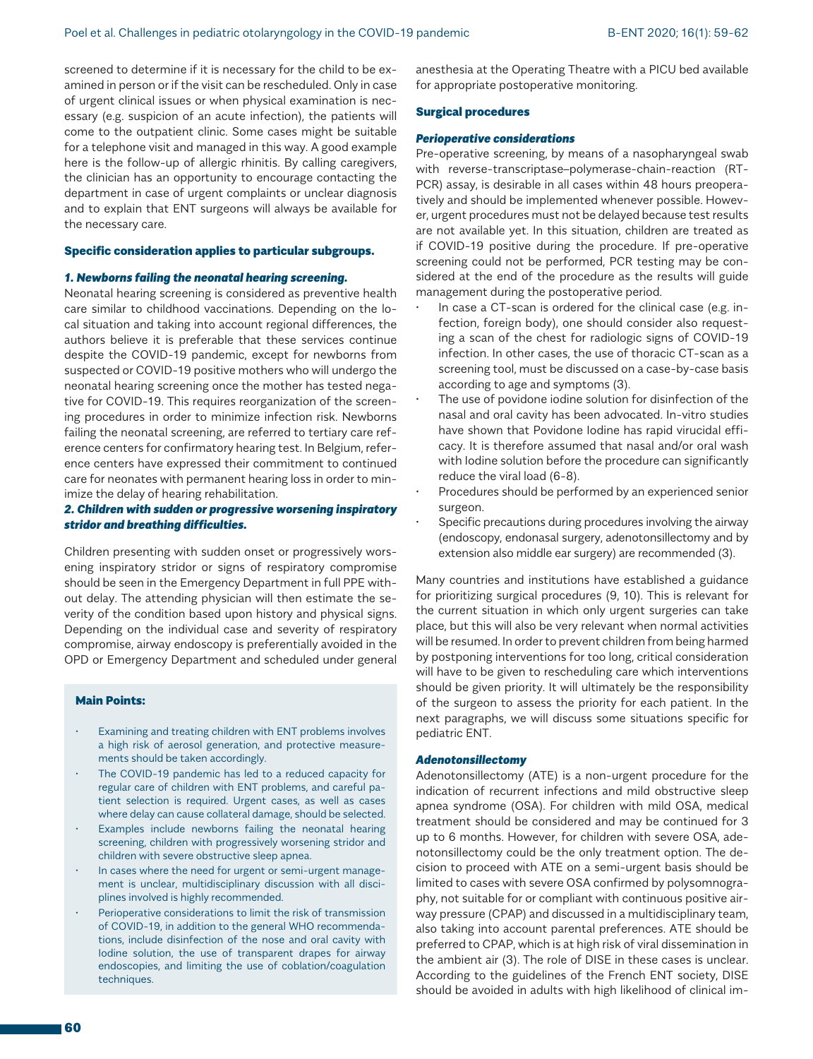screened to determine if it is necessary for the child to be examined in person or if the visit can be rescheduled. Only in case of urgent clinical issues or when physical examination is necessary (e.g. suspicion of an acute infection), the patients will come to the outpatient clinic. Some cases might be suitable for a telephone visit and managed in this way. A good example here is the follow-up of allergic rhinitis. By calling caregivers, the clinician has an opportunity to encourage contacting the department in case of urgent complaints or unclear diagnosis and to explain that ENT surgeons will always be available for the necessary care.

### Specific consideration applies to particular subgroups.

#### *1. Newborns failing the neonatal hearing screening.*

Neonatal hearing screening is considered as preventive health care similar to childhood vaccinations. Depending on the local situation and taking into account regional differences, the authors believe it is preferable that these services continue despite the COVID-19 pandemic, except for newborns from suspected or COVID-19 positive mothers who will undergo the neonatal hearing screening once the mother has tested negative for COVID-19. This requires reorganization of the screening procedures in order to minimize infection risk. Newborns failing the neonatal screening, are referred to tertiary care reference centers for confirmatory hearing test. In Belgium, reference centers have expressed their commitment to continued care for neonates with permanent hearing loss in order to minimize the delay of hearing rehabilitation.

#### *2. Children with sudden or progressive worsening inspiratory stridor and breathing difficulties.*

Children presenting with sudden onset or progressively worsening inspiratory stridor or signs of respiratory compromise should be seen in the Emergency Department in full PPE without delay. The attending physician will then estimate the severity of the condition based upon history and physical signs. Depending on the individual case and severity of respiratory compromise, airway endoscopy is preferentially avoided in the OPD or Emergency Department and scheduled under general anesthesia at the Operating Theatre with a PICU bed available for appropriate postoperative monitoring.

> **Main Points:**
>
> - Examining and treating children with ENT problems involves a high risk of aerosol generation, and protective measurements should be taken accordingly.
> - The COVID-19 pandemic has led to a reduced capacity for regular care of children with ENT problems, and careful patient selection is required. Urgent cases, as well as cases where delay can cause collateral damage, should be selected.
> - Examples include newborns failing the neonatal hearing screening, children with progressively worsening stridor and children with severe obstructive sleep apnea.
> - In cases where the need for urgent or semi-urgent management is unclear, multidisciplinary discussion with all disciplines involved is highly recommended.
> - Perioperative considerations to limit the risk of transmission of COVID-19, in addition to the general WHO recommendations, include disinfection of the nose and oral cavity with Iodine solution, the use of transparent drapes for airway endoscopies, and limiting the use of coblation/coagulation techniques.

### Surgical procedures

#### *Perioperative considerations*

Pre-operative screening, by means of a nasopharyngeal swab with reverse-transcriptase–polymerase-chain-reaction (RT-PCR) assay, is desirable in all cases within 48 hours preoperatively and should be implemented whenever possible. However, urgent procedures must not be delayed because test results are not available yet. In this situation, children are treated as if COVID-19 positive during the procedure. If pre-operative screening could not be performed, PCR testing may be considered at the end of the procedure as the results will guide management during the postoperative period.

- In case a CT-scan is ordered for the clinical case (e.g. infection, foreign body), one should consider also requesting a scan of the chest for radiologic signs of COVID-19 infection. In other cases, the use of thoracic CT-scan as a screening tool, must be discussed on a case-by-case basis according to age and symptoms (3).
- The use of povidone iodine solution for disinfection of the nasal and oral cavity has been advocated. In-vitro studies have shown that Povidone Iodine has rapid virucidal efficacy. It is therefore assumed that nasal and/or oral wash with Iodine solution before the procedure can significantly reduce the viral load (6-8).
- Procedures should be performed by an experienced senior surgeon.
- Specific precautions during procedures involving the airway (endoscopy, endonasal surgery, adenotonsillectomy and by extension also middle ear surgery) are recommended (3).

Many countries and institutions have established a guidance for prioritizing surgical procedures (9, 10). This is relevant for the current situation in which only urgent surgeries can take place, but this will also be very relevant when normal activities will be resumed. In order to prevent children from being harmed by postponing interventions for too long, critical consideration will have to be given to rescheduling care which interventions should be given priority. It will ultimately be the responsibility of the surgeon to assess the priority for each patient. In the next paragraphs, we will discuss some situations specific for pediatric ENT.

#### *Adenotonsillectomy*

Adenotonsillectomy (ATE) is a non-urgent procedure for the indication of recurrent infections and mild obstructive sleep apnea syndrome (OSA). For children with mild OSA, medical treatment should be considered and may be continued for 3 up to 6 months. However, for children with severe OSA, adenotonsillectomy could be the only treatment option. The decision to proceed with ATE on a semi-urgent basis should be limited to cases with severe OSA confirmed by polysomnography, not suitable for or compliant with continuous positive airway pressure (CPAP) and discussed in a multidisciplinary team, also taking into account parental preferences. ATE should be preferred to CPAP, which is at high risk of viral dissemination in the ambient air (3). The role of DISE in these cases is unclear. According to the guidelines of the French ENT society, DISE should be avoided in adults with high likelihood of clinical im-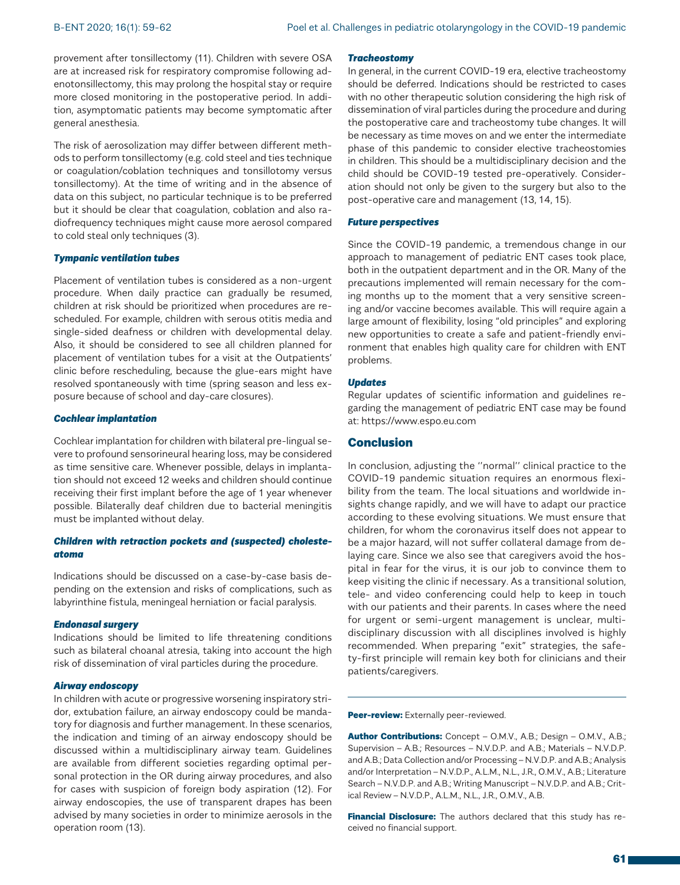provement after tonsillectomy (11). Children with severe OSA are at increased risk for respiratory compromise following adenotonsillectomy, this may prolong the hospital stay or require more closed monitoring in the postoperative period. In addition, asymptomatic patients may become symptomatic after general anesthesia.

The risk of aerosolization may differ between different methods to perform tonsillectomy (e.g. cold steel and ties technique or coagulation/coblation techniques and tonsillotomy versus tonsillectomy). At the time of writing and in the absence of data on this subject, no particular technique is to be preferred but it should be clear that coagulation, coblation and also radiofrequency techniques might cause more aerosol compared to cold steal only techniques (3).

### *Tympanic ventilation tubes*

Placement of ventilation tubes is considered as a non-urgent procedure. When daily practice can gradually be resumed, children at risk should be prioritized when procedures are rescheduled. For example, children with serous otitis media and single-sided deafness or children with developmental delay. Also, it should be considered to see all children planned for placement of ventilation tubes for a visit at the Outpatients' clinic before rescheduling, because the glue-ears might have resolved spontaneously with time (spring season and less exposure because of school and day-care closures).

### *Cochlear implantation*

Cochlear implantation for children with bilateral pre-lingual severe to profound sensorineural hearing loss, may be considered as time sensitive care. Whenever possible, delays in implantation should not exceed 12 weeks and children should continue receiving their first implant before the age of 1 year whenever possible. Bilaterally deaf children due to bacterial meningitis must be implanted without delay.

### *Children with retraction pockets and (suspected) cholesteatoma*

Indications should be discussed on a case-by-case basis depending on the extension and risks of complications, such as labyrinthine fistula, meningeal herniation or facial paralysis.

### *Endonasal surgery*

Indications should be limited to life threatening conditions such as bilateral choanal atresia, taking into account the high risk of dissemination of viral particles during the procedure.

### *Airway endoscopy*

In children with acute or progressive worsening inspiratory stridor, extubation failure, an airway endoscopy could be mandatory for diagnosis and further management. In these scenarios, the indication and timing of an airway endoscopy should be discussed within a multidisciplinary airway team. Guidelines are available from different societies regarding optimal personal protection in the OR during airway procedures, and also for cases with suspicion of foreign body aspiration (12). For airway endoscopies, the use of transparent drapes has been advised by many societies in order to minimize aerosols in the operation room (13).

### *Tracheostomy*

In general, in the current COVID-19 era, elective tracheostomy should be deferred. Indications should be restricted to cases with no other therapeutic solution considering the high risk of dissemination of viral particles during the procedure and during the postoperative care and tracheostomy tube changes. It will be necessary as time moves on and we enter the intermediate phase of this pandemic to consider elective tracheostomies in children. This should be a multidisciplinary decision and the child should be COVID-19 tested pre-operatively. Consideration should not only be given to the surgery but also to the post-operative care and management (13, 14, 15).

### *Future perspectives*

Since the COVID-19 pandemic, a tremendous change in our approach to management of pediatric ENT cases took place, both in the outpatient department and in the OR. Many of the precautions implemented will remain necessary for the coming months up to the moment that a very sensitive screening and/or vaccine becomes available. This will require again a large amount of flexibility, losing "old principles" and exploring new opportunities to create a safe and patient-friendly environment that enables high quality care for children with ENT problems.

### *Updates*

Regular updates of scientific information and guidelines regarding the management of pediatric ENT case may be found at: https://www.espo.eu.com

## Conclusion

In conclusion, adjusting the ''normal'' clinical practice to the COVID-19 pandemic situation requires an enormous flexibility from the team. The local situations and worldwide insights change rapidly, and we will have to adapt our practice according to these evolving situations. We must ensure that children, for whom the coronavirus itself does not appear to be a major hazard, will not suffer collateral damage from delaying care. Since we also see that caregivers avoid the hospital in fear for the virus, it is our job to convince them to keep visiting the clinic if necessary. As a transitional solution, tele- and video conferencing could help to keep in touch with our patients and their parents. In cases where the need for urgent or semi-urgent management is unclear, multidisciplinary discussion with all disciplines involved is highly recommended. When preparing "exit" strategies, the safety-first principle will remain key both for clinicians and their patients/caregivers.

---

**Peer-review:** Externally peer-reviewed.

**Author Contributions:** Concept – O.M.V., A.B.; Design – O.M.V., A.B.; Supervision – A.B.; Resources – N.V.D.P. and A.B.; Materials – N.V.D.P. and A.B.; Data Collection and/or Processing – N.V.D.P. and A.B.; Analysis and/or Interpretation – N.V.D.P., A.L.M., N.L., J.R., O.M.V., A.B.; Literature Search – N.V.D.P. and A.B.; Writing Manuscript – N.V.D.P. and A.B.; Critical Review – N.V.D.P., A.L.M., N.L., J.R., O.M.V., A.B.

**Financial Disclosure:** The authors declared that this study has received no financial support.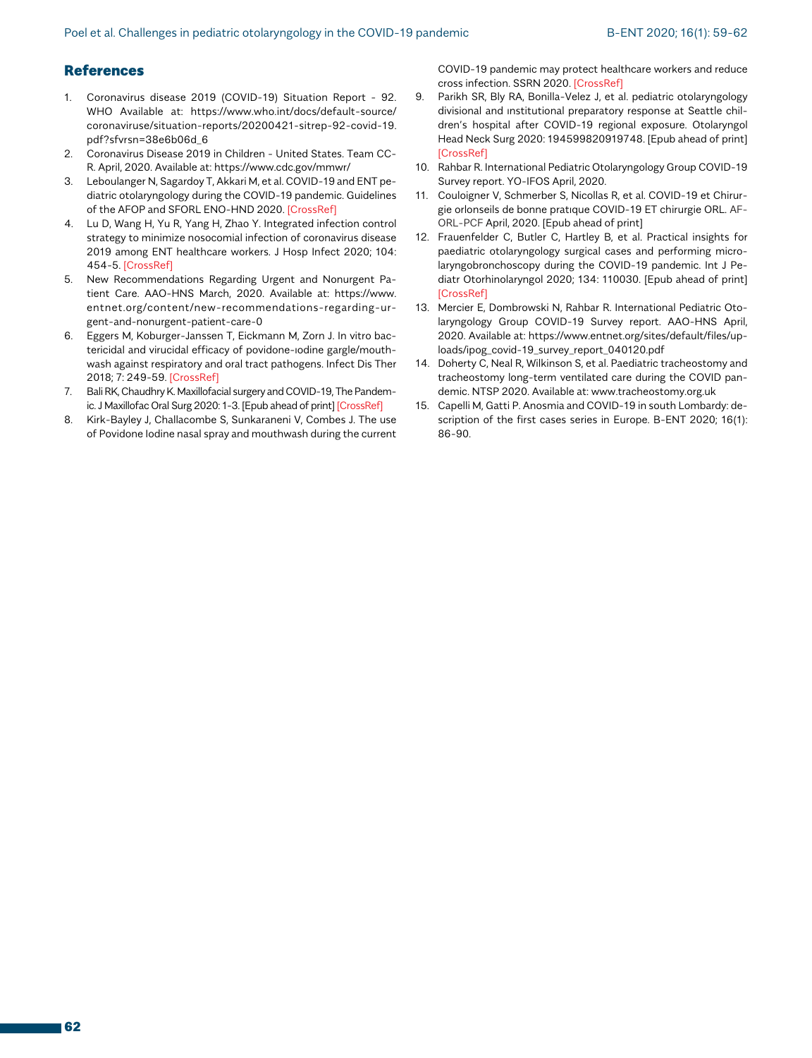## References

1. Coronavirus disease 2019 (COVID-19) Situation Report - 92. WHO Available at: https://www.who.int/docs/default-source/coronaviruse/situation-reports/20200421-sitrep-92-covid-19.pdf?sfvrsn=38e6b06d_6
2. Coronavirus Disease 2019 in Children - United States. Team CC-R. April, 2020. Available at: https://www.cdc.gov/mmwr/
3. Leboulanger N, Sagardoy T, Akkari M, et al. COVID-19 and ENT pediatric otolaryngology during the COVID-19 pandemic. Guidelines of the AFOP and SFORL ENO-HND 2020. [CrossRef]
4. Lu D, Wang H, Yu R, Yang H, Zhao Y. Integrated infection control strategy to minimize nosocomial infection of coronavirus disease 2019 among ENT healthcare workers. J Hosp Infect 2020; 104: 454-5. [CrossRef]
5. New Recommendations Regarding Urgent and Nonurgent Patient Care. AAO-HNS March, 2020. Available at: https://www.entnet.org/content/new-recommendations-regarding-urgent-and-nonurgent-patient-care-0
6. Eggers M, Koburger-Janssen T, Eickmann M, Zorn J. In vitro bactericidal and virucidal efficacy of povidone-ıodine gargle/mouthwash against respiratory and oral tract pathogens. Infect Dis Ther 2018; 7: 249-59. [CrossRef]
7. Bali RK, Chaudhry K. Maxillofacial surgery and COVID-19, The Pandemic. J Maxillofac Oral Surg 2020: 1-3. [Epub ahead of print] [CrossRef]
8. Kirk-Bayley J, Challacombe S, Sunkaraneni V, Combes J. The use of Povidone Iodine nasal spray and mouthwash during the current COVID-19 pandemic may protect healthcare workers and reduce cross infection. SSRN 2020. [CrossRef]
9. Parikh SR, Bly RA, Bonilla-Velez J, et al. pediatric otolaryngology divisional and ınstitutional preparatory response at Seattle children's hospital after COVID-19 regional exposure. Otolaryngol Head Neck Surg 2020: 194599820919748. [Epub ahead of print] [CrossRef]
10. Rahbar R. International Pediatric Otolaryngology Group COVID-19 Survey report. YO-IFOS April, 2020.
11. Couloigner V, Schmerber S, Nicollas R, et al. COVID-19 et Chirurgie orlonseils de bonne pratıque COVID-19 ET chirurgie ORL. AF-ORL-PCF April, 2020. [Epub ahead of print]
12. Frauenfelder C, Butler C, Hartley B, et al. Practical insights for paediatric otolaryngology surgical cases and performing microlaryngobronchoscopy during the COVID-19 pandemic. Int J Pediatr Otorhinolaryngol 2020; 134: 110030. [Epub ahead of print] [CrossRef]
13. Mercier E, Dombrowski N, Rahbar R. International Pediatric Otolaryngology Group COVID-19 Survey report. AAO-HNS April, 2020. Available at: https://www.entnet.org/sites/default/files/uploads/ipog_covid-19_survey_report_040120.pdf
14. Doherty C, Neal R, Wilkinson S, et al. Paediatric tracheostomy and tracheostomy long-term ventilated care during the COVID pandemic. NTSP 2020. Available at: www.tracheostomy.org.uk
15. Capelli M, Gatti P. Anosmia and COVID-19 in south Lombardy: description of the first cases series in Europe. B-ENT 2020; 16(1): 86-90.